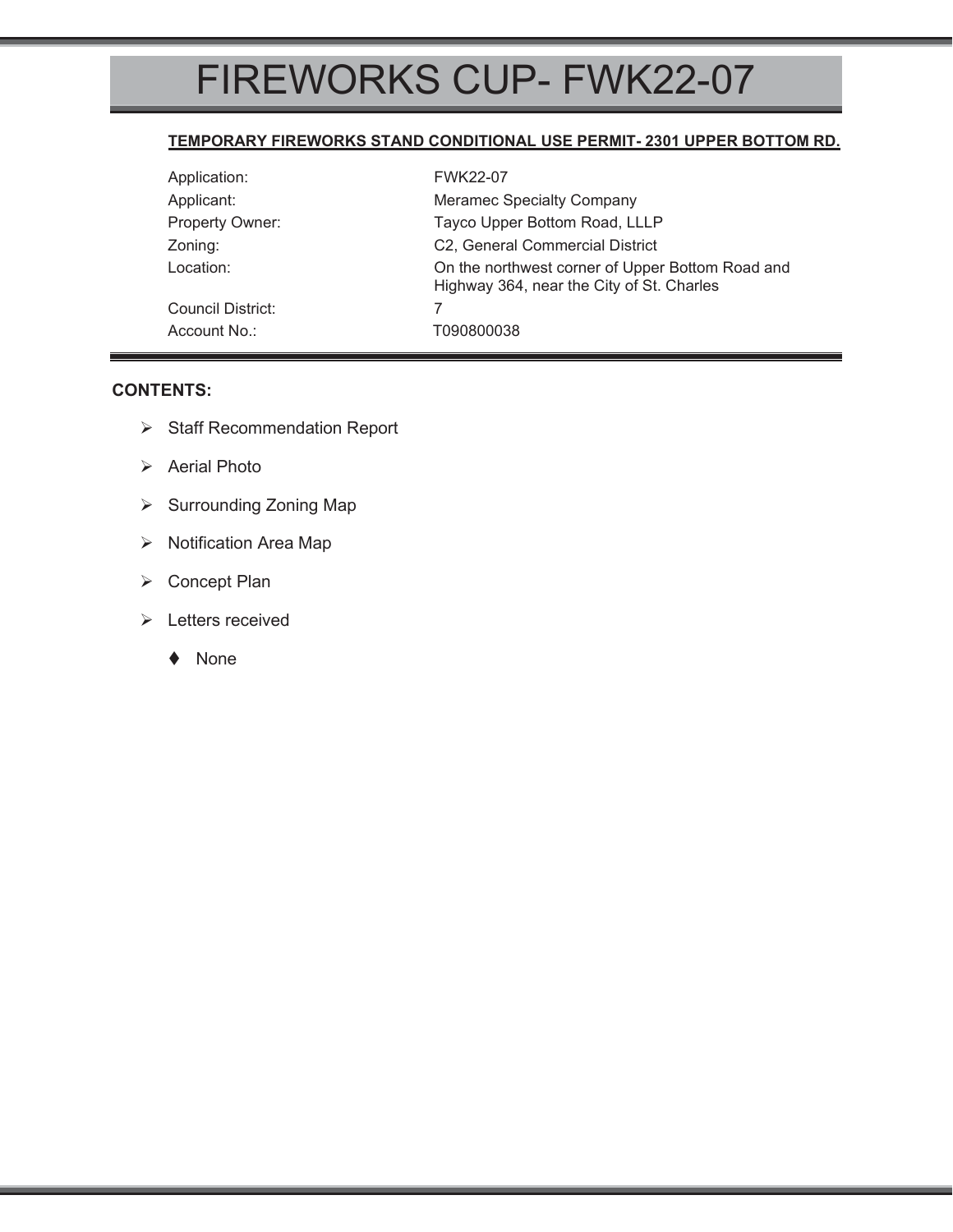# FIREWORKS CUP- FWK22-07

**TEMPORARY FIREWORKS STAND CONDITIONAL USE PERMIT- 2301 UPPER BOTTOM RD.**

| | |
|---|---|
| Application: | FWK22-07 |
| Applicant: | Meramec Specialty Company |
| Property Owner: | Tayco Upper Bottom Road, LLLP |
| Zoning: | C2, General Commercial District |
| Location: | On the northwest corner of Upper Bottom Road and Highway 364, near the City of St. Charles |
| Council District: | 7 |
| Account No.: | T090800038 |

**CONTENTS:**

- Staff Recommendation Report
- Aerial Photo
- Surrounding Zoning Map
- Notification Area Map
- Concept Plan
- Letters received
  - None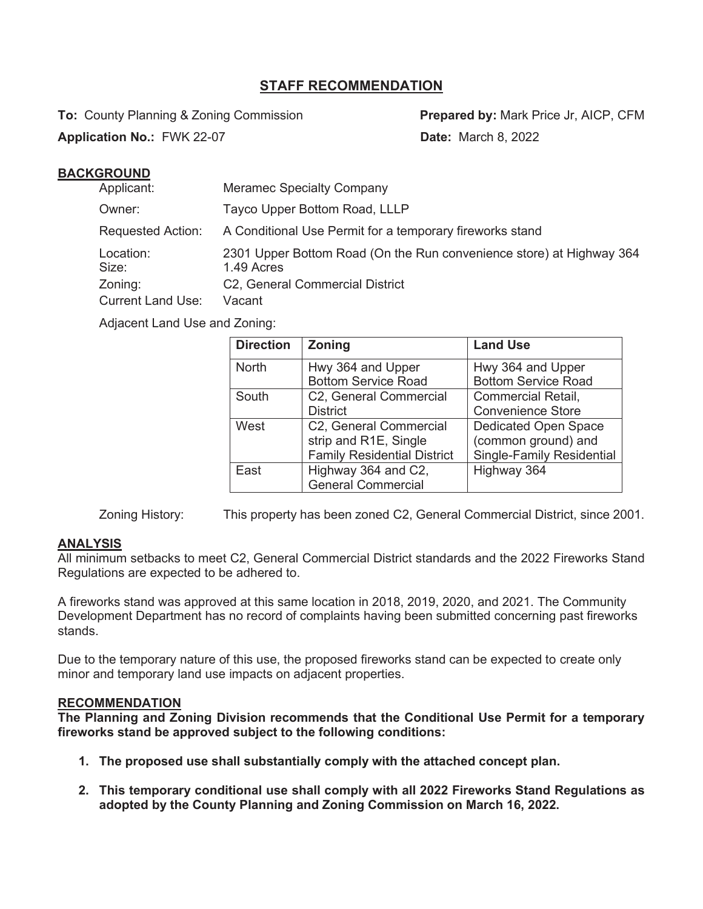## STAFF RECOMMENDATION

**To:** County Planning & Zoning Commission **Prepared by:** Mark Price Jr, AICP, CFM

**Application No.:** FWK 22-07 **Date:** March 8, 2022

### BACKGROUND

Applicant: Meramec Specialty Company

Owner: Tayco Upper Bottom Road, LLLP

Requested Action: A Conditional Use Permit for a temporary fireworks stand

Location: 2301 Upper Bottom Road (On the Run convenience store) at Highway 364

Size: 1.49 Acres

Zoning: C2, General Commercial District

Current Land Use: Vacant

Adjacent Land Use and Zoning:

| Direction | Zoning | Land Use |
|---|---|---|
| North | Hwy 364 and Upper Bottom Service Road | Hwy 364 and Upper Bottom Service Road |
| South | C2, General Commercial District | Commercial Retail, Convenience Store |
| West | C2, General Commercial strip and R1E, Single Family Residential District | Dedicated Open Space (common ground) and Single-Family Residential |
| East | Highway 364 and C2, General Commercial | Highway 364 |

Zoning History: This property has been zoned C2, General Commercial District, since 2001.

### ANALYSIS

All minimum setbacks to meet C2, General Commercial District standards and the 2022 Fireworks Stand Regulations are expected to be adhered to.

A fireworks stand was approved at this same location in 2018, 2019, 2020, and 2021. The Community Development Department has no record of complaints having been submitted concerning past fireworks stands.

Due to the temporary nature of this use, the proposed fireworks stand can be expected to create only minor and temporary land use impacts on adjacent properties.

### RECOMMENDATION

**The Planning and Zoning Division recommends that the Conditional Use Permit for a temporary fireworks stand be approved subject to the following conditions:**

1. **The proposed use shall substantially comply with the attached concept plan.**
2. **This temporary conditional use shall comply with all 2022 Fireworks Stand Regulations as adopted by the County Planning and Zoning Commission on March 16, 2022.**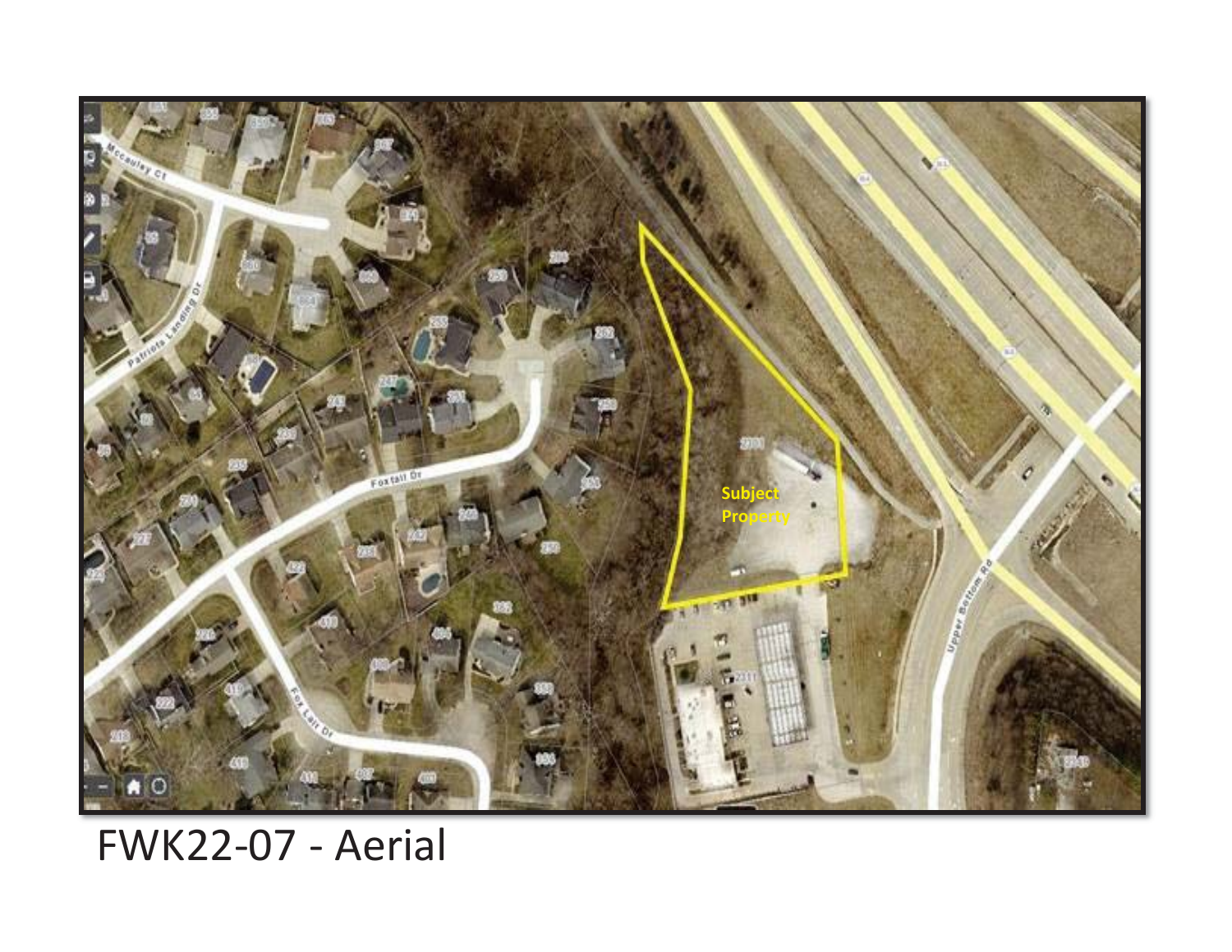FWK22-07 - Aerial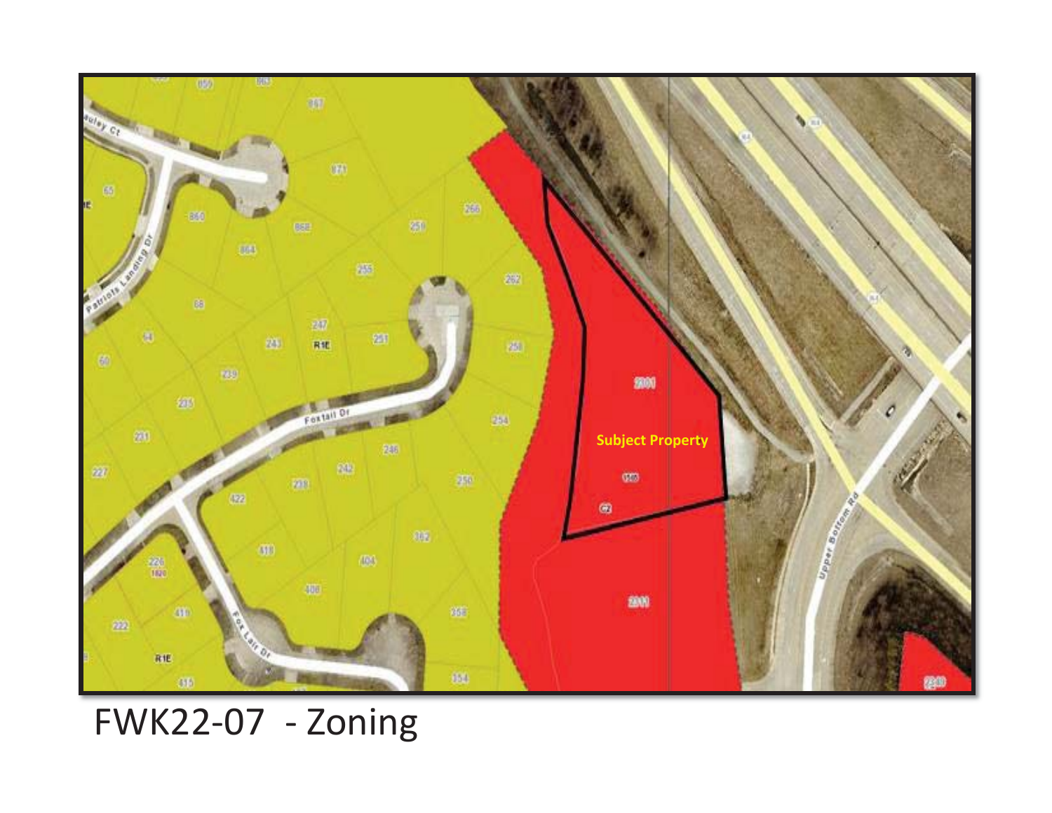FWK22-07 - Zoning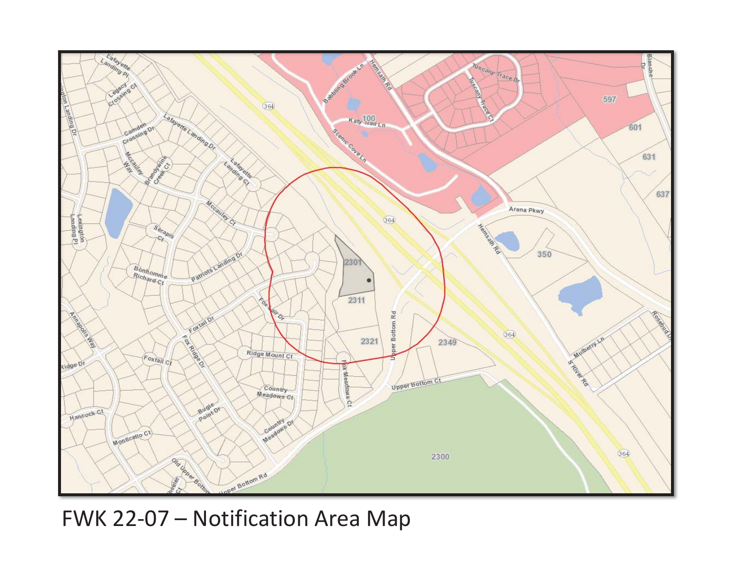FWK 22-07 – Notification Area Map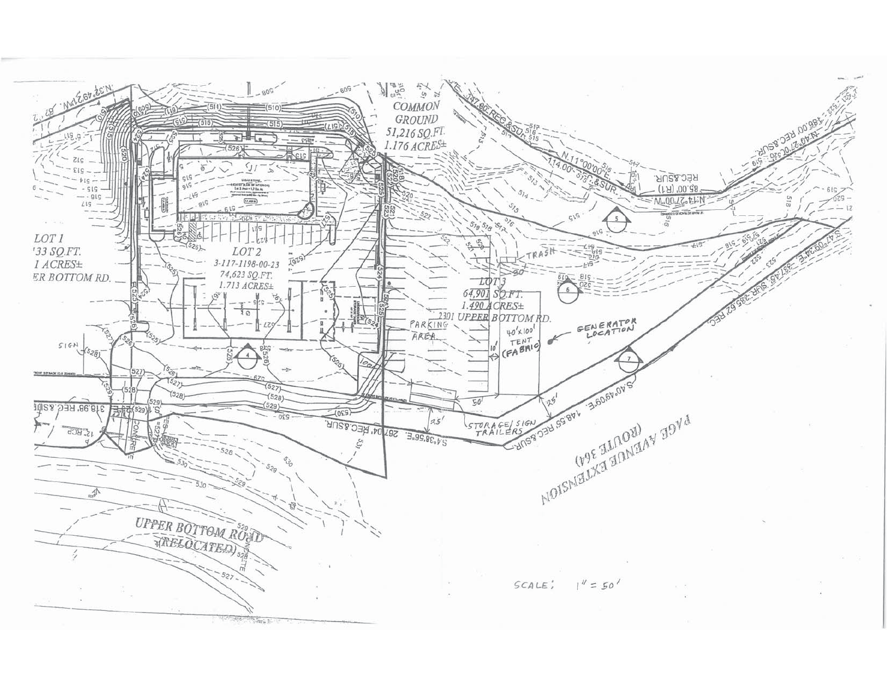COMMON GROUND
51,216 SQ.FT.
1.176 ACRES±

LOT 1
'33 SQ.FT.
1 ACRES±
ER BOTTOM RD.

LOT 2
3-117-1198-00-23
74,623 SQ.FT.
1.713 ACRES±

LOT 3
64,901 SQ.FT.
1.490 ACRES±
2301 UPPER BOTTOM RD.

TRASH

PARKING AREA

40'x100' TENT (FABRIC)

GENERATOR LOCATION

STORAGE/SIGN TRAILERS

SIGN

N.11°00'00"E. 114.00' REC.&SUR.

N.14°27'00"W. 85.00' (R1) REC.&SUR.

N.40°27'00"E. 186.00' REC.&SUR.

S.47°09'34"E. 337.45' SUR.-335.62' REC.

S.40°49'09"E. 148.55' REC.&SUR.

S.4°38'56"E. 267.04' REC.&SUR.

318.98' REC.&SUR.

N.37°49'21"W.

147.90' REC.&SUR.

12" RCP

PAGE AVENUE EXTENSION (ROUTE 364)

UPPER BOTTOM ROAD (RELOCATED)

SCALE: 1" = 50'